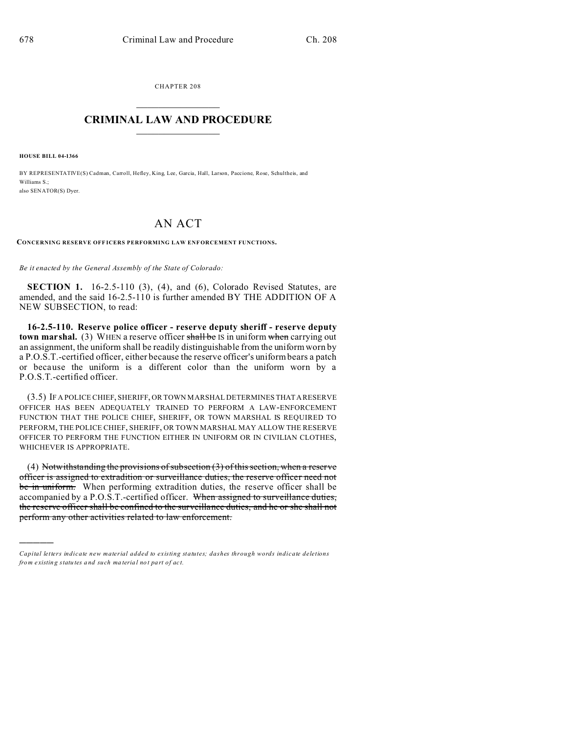CHAPTER 208

# CRIMINAL LAW AND PROCEDURE

**HOUSE BILL 04-1366**

BY REPRESENTATIVE(S) Cadman, Carroll, Hefley, King, Lee, Garcia, Hall, Larson, Paccione, Rose, Schultheis, and Williams S.;
also SENATOR(S) Dyer.

# AN ACT

**CONCERNING RESERVE OFFICERS PERFORMING LAW ENFORCEMENT FUNCTIONS.**

*Be it enacted by the General Assembly of the State of Colorado:*

**SECTION 1.** 16-2.5-110 (3), (4), and (6), Colorado Revised Statutes, are amended, and the said 16-2.5-110 is further amended BY THE ADDITION OF A NEW SUBSECTION, to read:

**16-2.5-110. Reserve police officer - reserve deputy sheriff - reserve deputy town marshal.** (3) WHEN a reserve officer ~~shall be~~ IS in uniform ~~when~~ carrying out an assignment, the uniform shall be readily distinguishable from the uniform worn by a P.O.S.T.-certified officer, either because the reserve officer's uniform bears a patch or because the uniform is a different color than the uniform worn by a P.O.S.T.-certified officer.

(3.5) IF A POLICE CHIEF, SHERIFF, OR TOWN MARSHAL DETERMINES THAT A RESERVE OFFICER HAS BEEN ADEQUATELY TRAINED TO PERFORM A LAW-ENFORCEMENT FUNCTION THAT THE POLICE CHIEF, SHERIFF, OR TOWN MARSHAL IS REQUIRED TO PERFORM, THE POLICE CHIEF, SHERIFF, OR TOWN MARSHAL MAY ALLOW THE RESERVE OFFICER TO PERFORM THE FUNCTION EITHER IN UNIFORM OR IN CIVILIAN CLOTHES, WHICHEVER IS APPROPRIATE.

(4) ~~Notwithstanding the provisions of subsection (3) of this section, when a reserve officer is assigned to extradition or surveillance duties, the reserve officer need not be in uniform.~~ When performing extradition duties, the reserve officer shall be accompanied by a P.O.S.T.-certified officer. ~~When assigned to surveillance duties, the reserve officer shall be confined to the surveillance duties, and he or she shall not perform any other activities related to law enforcement.~~

---

*Capital letters indicate new material added to existing statutes; dashes through words indicate deletions from existing statutes and such material not part of act.*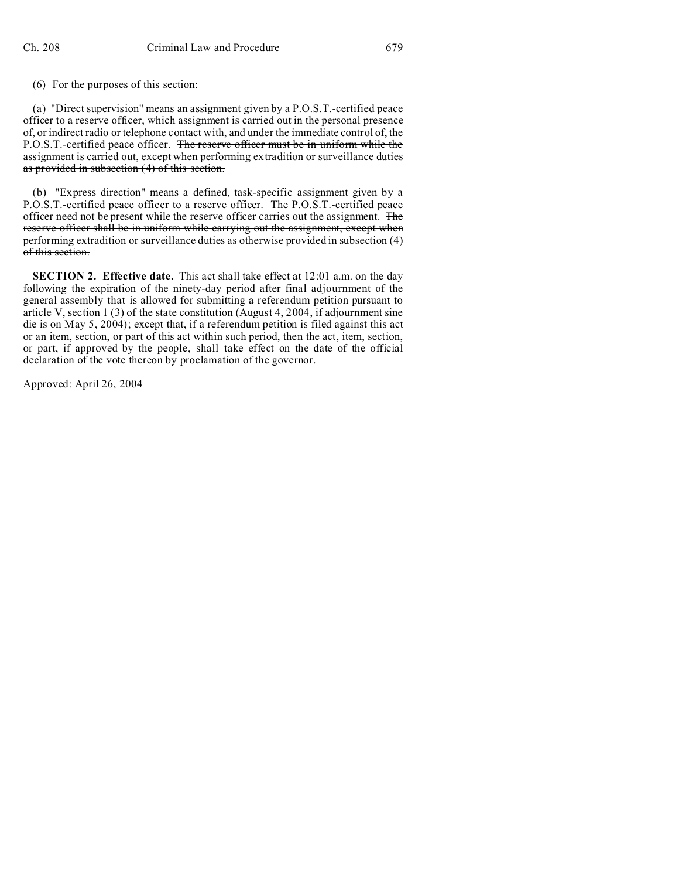(6) For the purposes of this section:

(a) "Direct supervision" means an assignment given by a P.O.S.T.-certified peace officer to a reserve officer, which assignment is carried out in the personal presence of, or indirect radio or telephone contact with, and under the immediate control of, the P.O.S.T.-certified peace officer. ~~The reserve officer must be in uniform while the assignment is carried out, except when performing extradition or surveillance duties as provided in subsection (4) of this section.~~

(b) "Express direction" means a defined, task-specific assignment given by a P.O.S.T.-certified peace officer to a reserve officer. The P.O.S.T.-certified peace officer need not be present while the reserve officer carries out the assignment. ~~The reserve officer shall be in uniform while carrying out the assignment, except when performing extradition or surveillance duties as otherwise provided in subsection (4) of this section.~~

**SECTION 2. Effective date.** This act shall take effect at 12:01 a.m. on the day following the expiration of the ninety-day period after final adjournment of the general assembly that is allowed for submitting a referendum petition pursuant to article V, section 1 (3) of the state constitution (August 4, 2004, if adjournment sine die is on May 5, 2004); except that, if a referendum petition is filed against this act or an item, section, or part of this act within such period, then the act, item, section, or part, if approved by the people, shall take effect on the date of the official declaration of the vote thereon by proclamation of the governor.

Approved: April 26, 2004